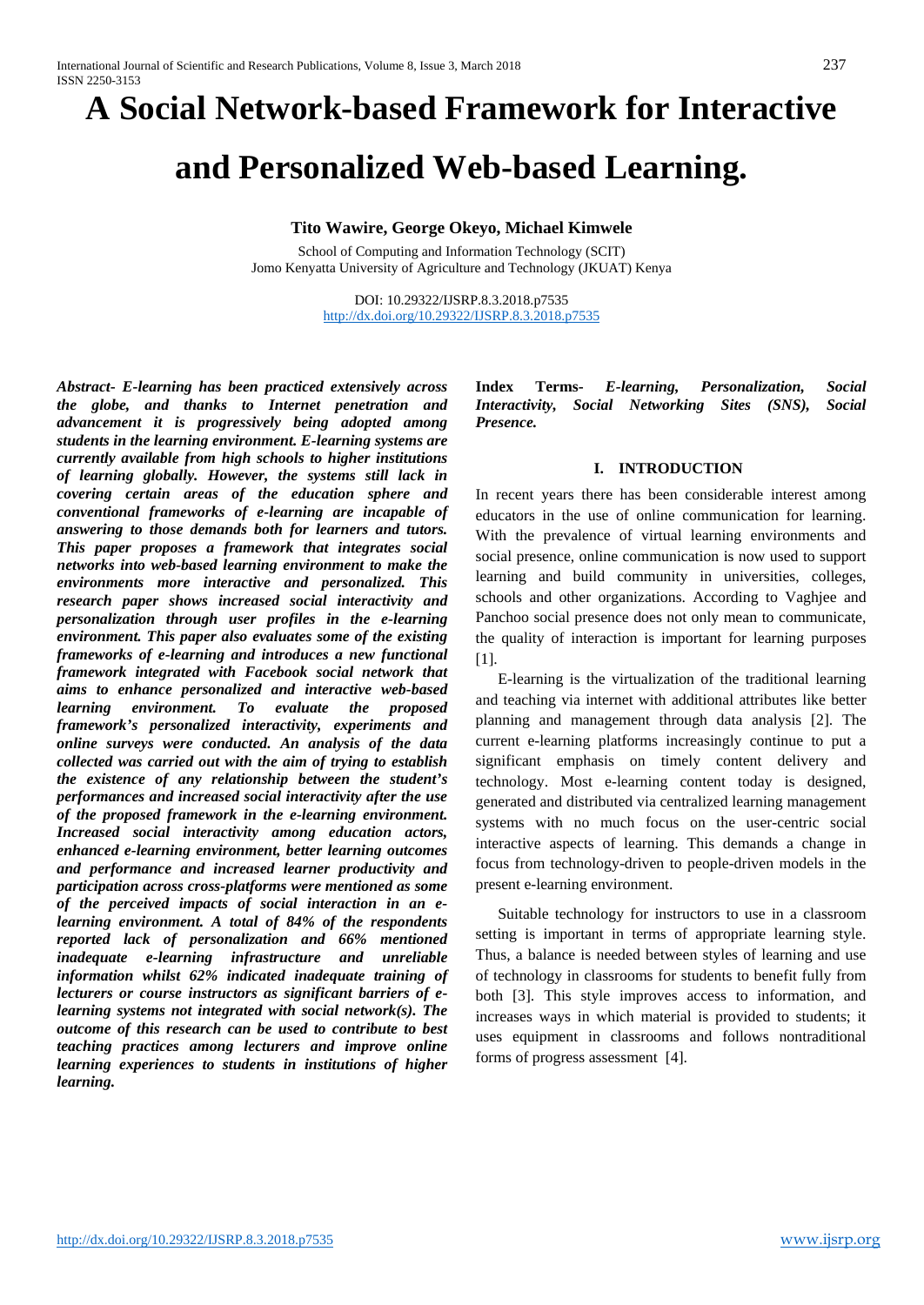# A Social Network-based Framework for Interactive and Personalized Web-based Learning.

**Tito Wawire, George Okeyo, Michael Kimwele**

School of Computing and Information Technology (SCIT)
Jomo Kenyatta University of Agriculture and Technology (JKUAT) Kenya

DOI: 10.29322/IJSRP.8.3.2018.p7535
http://dx.doi.org/10.29322/IJSRP.8.3.2018.p7535

***Abstract- E-learning has been practiced extensively across the globe, and thanks to Internet penetration and advancement it is progressively being adopted among students in the learning environment. E-learning systems are currently available from high schools to higher institutions of learning globally. However, the systems still lack in covering certain areas of the education sphere and conventional frameworks of e-learning are incapable of answering to those demands both for learners and tutors. This paper proposes a framework that integrates social networks into web-based learning environment to make the environments more interactive and personalized. This research paper shows increased social interactivity and personalization through user profiles in the e-learning environment. This paper also evaluates some of the existing frameworks of e-learning and introduces a new functional framework integrated with Facebook social network that aims to enhance personalized and interactive web-based learning environment. To evaluate the proposed framework's personalized interactivity, experiments and online surveys were conducted. An analysis of the data collected was carried out with the aim of trying to establish the existence of any relationship between the student's performances and increased social interactivity after the use of the proposed framework in the e-learning environment. Increased social interactivity among education actors, enhanced e-learning environment, better learning outcomes and performance and increased learner productivity and participation across cross-platforms were mentioned as some of the perceived impacts of social interaction in an e-learning environment. A total of 84% of the respondents reported lack of personalization and 66% mentioned inadequate e-learning infrastructure and unreliable information whilst 62% indicated inadequate training of lecturers or course instructors as significant barriers of e-learning systems not integrated with social network(s). The outcome of this research can be used to contribute to best teaching practices among lecturers and improve online learning experiences to students in institutions of higher learning.***

**Index Terms-** ***E-learning, Personalization, Social Interactivity, Social Networking Sites (SNS), Social Presence.***

## I. INTRODUCTION

In recent years there has been considerable interest among educators in the use of online communication for learning. With the prevalence of virtual learning environments and social presence, online communication is now used to support learning and build community in universities, colleges, schools and other organizations. According to Vaghjee and Panchoo social presence does not only mean to communicate, the quality of interaction is important for learning purposes [1].

E-learning is the virtualization of the traditional learning and teaching via internet with additional attributes like better planning and management through data analysis [2]. The current e-learning platforms increasingly continue to put a significant emphasis on timely content delivery and technology. Most e-learning content today is designed, generated and distributed via centralized learning management systems with no much focus on the user-centric social interactive aspects of learning. This demands a change in focus from technology-driven to people-driven models in the present e-learning environment.

Suitable technology for instructors to use in a classroom setting is important in terms of appropriate learning style. Thus, a balance is needed between styles of learning and use of technology in classrooms for students to benefit fully from both [3]. This style improves access to information, and increases ways in which material is provided to students; it uses equipment in classrooms and follows nontraditional forms of progress assessment [4].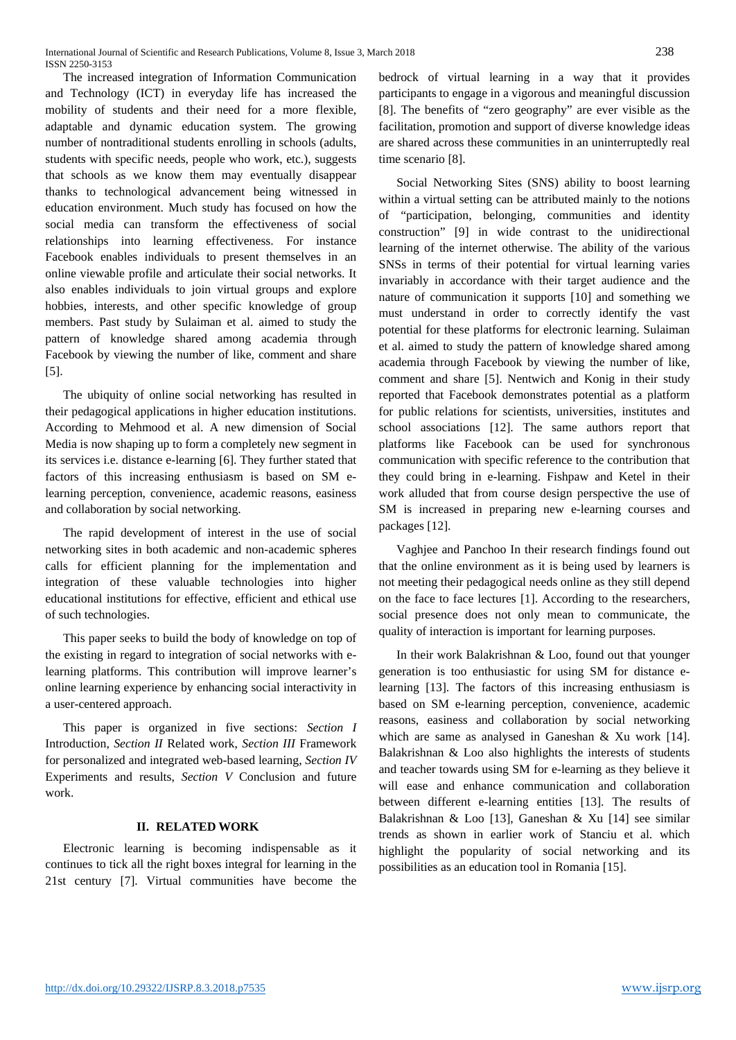The increased integration of Information Communication and Technology (ICT) in everyday life has increased the mobility of students and their need for a more flexible, adaptable and dynamic education system. The growing number of nontraditional students enrolling in schools (adults, students with specific needs, people who work, etc.), suggests that schools as we know them may eventually disappear thanks to technological advancement being witnessed in education environment. Much study has focused on how the social media can transform the effectiveness of social relationships into learning effectiveness. For instance Facebook enables individuals to present themselves in an online viewable profile and articulate their social networks. It also enables individuals to join virtual groups and explore hobbies, interests, and other specific knowledge of group members. Past study by Sulaiman et al. aimed to study the pattern of knowledge shared among academia through Facebook by viewing the number of like, comment and share [5].

The ubiquity of online social networking has resulted in their pedagogical applications in higher education institutions. According to Mehmood et al. A new dimension of Social Media is now shaping up to form a completely new segment in its services i.e. distance e-learning [6]. They further stated that factors of this increasing enthusiasm is based on SM e-learning perception, convenience, academic reasons, easiness and collaboration by social networking.

The rapid development of interest in the use of social networking sites in both academic and non-academic spheres calls for efficient planning for the implementation and integration of these valuable technologies into higher educational institutions for effective, efficient and ethical use of such technologies.

This paper seeks to build the body of knowledge on top of the existing in regard to integration of social networks with e-learning platforms. This contribution will improve learner's online learning experience by enhancing social interactivity in a user-centered approach.

This paper is organized in five sections: *Section I* Introduction, *Section II* Related work, *Section III* Framework for personalized and integrated web-based learning, *Section IV* Experiments and results, *Section V* Conclusion and future work.

## II. RELATED WORK

Electronic learning is becoming indispensable as it continues to tick all the right boxes integral for learning in the 21st century [7]. Virtual communities have become the bedrock of virtual learning in a way that it provides participants to engage in a vigorous and meaningful discussion [8]. The benefits of "zero geography" are ever visible as the facilitation, promotion and support of diverse knowledge ideas are shared across these communities in an uninterruptedly real time scenario [8].

Social Networking Sites (SNS) ability to boost learning within a virtual setting can be attributed mainly to the notions of "participation, belonging, communities and identity construction" [9] in wide contrast to the unidirectional learning of the internet otherwise. The ability of the various SNSs in terms of their potential for virtual learning varies invariably in accordance with their target audience and the nature of communication it supports [10] and something we must understand in order to correctly identify the vast potential for these platforms for electronic learning. Sulaiman et al. aimed to study the pattern of knowledge shared among academia through Facebook by viewing the number of like, comment and share [5]. Nentwich and Konig in their study reported that Facebook demonstrates potential as a platform for public relations for scientists, universities, institutes and school associations [12]. The same authors report that platforms like Facebook can be used for synchronous communication with specific reference to the contribution that they could bring in e-learning. Fishpaw and Ketel in their work alluded that from course design perspective the use of SM is increased in preparing new e-learning courses and packages [12].

Vaghjee and Panchoo In their research findings found out that the online environment as it is being used by learners is not meeting their pedagogical needs online as they still depend on the face to face lectures [1]. According to the researchers, social presence does not only mean to communicate, the quality of interaction is important for learning purposes.

In their work Balakrishnan & Loo, found out that younger generation is too enthusiastic for using SM for distance e-learning [13]. The factors of this increasing enthusiasm is based on SM e-learning perception, convenience, academic reasons, easiness and collaboration by social networking which are same as analysed in Ganeshan & Xu work [14]. Balakrishnan & Loo also highlights the interests of students and teacher towards using SM for e-learning as they believe it will ease and enhance communication and collaboration between different e-learning entities [13]. The results of Balakrishnan & Loo [13], Ganeshan & Xu [14] see similar trends as shown in earlier work of Stanciu et al. which highlight the popularity of social networking and its possibilities as an education tool in Romania [15].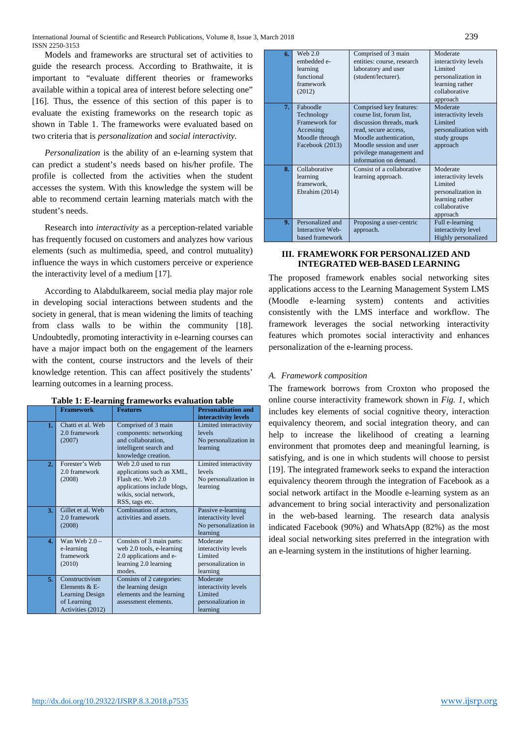Models and frameworks are structural set of activities to guide the research process. According to Brathwaite, it is important to "evaluate different theories or frameworks available within a topical area of interest before selecting one" [16]. Thus, the essence of this section of this paper is to evaluate the existing frameworks on the research topic as shown in Table 1. The frameworks were evaluated based on two criteria that is *personalization* and *social interactivity.*

*Personalization* is the ability of an e-learning system that can predict a student's needs based on his/her profile. The profile is collected from the activities when the student accesses the system. With this knowledge the system will be able to recommend certain learning materials match with the student's needs.

Research into *interactivity* as a perception-related variable has frequently focused on customers and analyzes how various elements (such as multimedia, speed, and control mutuality) influence the ways in which customers perceive or experience the interactivity level of a medium [17].

According to Alabdulkareem, social media play major role in developing social interactions between students and the society in general, that is mean widening the limits of teaching from class walls to be within the community [18]. Undoubtedly, promoting interactivity in e-learning courses can have a major impact both on the engagement of the learners with the content, course instructors and the levels of their knowledge retention. This can affect positively the students' learning outcomes in a learning process.

**Table 1: E-learning frameworks evaluation table**

| | Framework | Features | Personalization and interactivity levels |
|---|---|---|---|
| 1. | Chatti et al. Web 2.0 framework (2007) | Comprised of 3 main components: networking and collaboration, intelligent search and knowledge creation. | Limited interactivity levels No personalization in learning |
| 2. | Forester's Web 2.0 framework (2008) | Web 2.0 used to run applications such as XML, Flash etc. Web 2.0 applications include blogs, wikis, social network, RSS, tags etc. | Limited interactivity levels No personalization in learning |
| 3. | Gillet et al. Web 2.0 framework (2008) | Combination of actors, activities and assets. | Passive e-learning interactivity level No personalization in learning |
| 4. | Wan Web 2.0 – e-learning framework (2010) | Consists of 3 main parts: web 2.0 tools, e-learning 2.0 applications and e-learning 2.0 learning modes. | Moderate interactivity levels Limited personalization in learning |
| 5. | Constructivism Elements & E-Learning Design of Learning Activities (2012) | Consists of 2 categories: the learning design elements and the learning assessment elements. | Moderate interactivity levels Limited personalization in learning |
| 6. | Web 2.0 embedded e-learning functional framework (2012) | Comprised of 3 main entities: course, research laboratory and user (student/lecturer). | Moderate interactivity levels Limited personalization in learning rather collaborative approach |
| 7. | Faboodle Technology Framework for Accessing Moodle through Facebook (2013) | Comprised key features: course list, forum list, discussion threads, mark read, secure access, Moodle authentication, Moodle session and user privilege management and information on demand. | Moderate interactivity levels Limited personalization with study groups approach |
| 8. | Collaborative learning framework, Ebrahim (2014) | Consist of a collaborative learning approach. | Moderate interactivity levels Limited personalization in learning rather collaborative approach |
| 9. | Personalized and Interactive Web-based framework | Proposing a user-centric approach. | Full e-learning interactivity level Highly personalized |

## III. FRAMEWORK FOR PERSONALIZED AND INTEGRATED WEB-BASED LEARNING

The proposed framework enables social networking sites applications access to the Learning Management System LMS (Moodle e-learning system) contents and activities consistently with the LMS interface and workflow. The framework leverages the social networking interactivity features which promotes social interactivity and enhances personalization of the e-learning process.

### *A. Framework composition*

The framework borrows from Croxton who proposed the online course interactivity framework shown in *Fig. 1*, which includes key elements of social cognitive theory, interaction equivalency theorem, and social integration theory, and can help to increase the likelihood of creating a learning environment that promotes deep and meaningful learning, is satisfying, and is one in which students will choose to persist [19]. The integrated framework seeks to expand the interaction equivalency theorem through the integration of Facebook as a social network artifact in the Moodle e-learning system as an advancement to bring social interactivity and personalization in the web-based learning. The research data analysis indicated Facebook (90%) and WhatsApp (82%) as the most ideal social networking sites preferred in the integration with an e-learning system in the institutions of higher learning.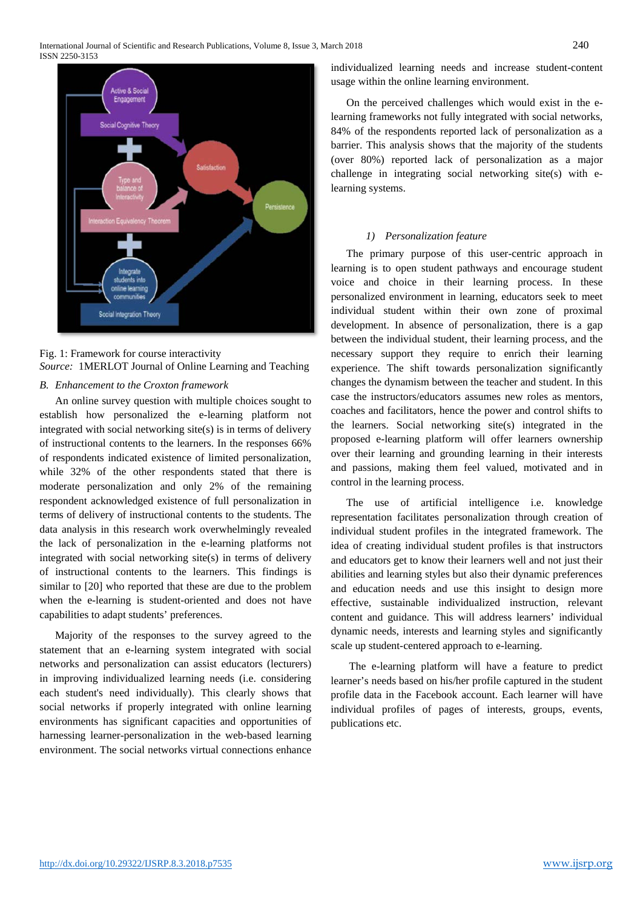Fig. 1: Framework for course interactivity
*Source:* 1MERLOT Journal of Online Learning and Teaching

### *B. Enhancement to the Croxton framework*

An online survey question with multiple choices sought to establish how personalized the e-learning platform not integrated with social networking site(s) is in terms of delivery of instructional contents to the learners. In the responses 66% of respondents indicated existence of limited personalization, while 32% of the other respondents stated that there is moderate personalization and only 2% of the remaining respondent acknowledged existence of full personalization in terms of delivery of instructional contents to the students. The data analysis in this research work overwhelmingly revealed the lack of personalization in the e-learning platforms not integrated with social networking site(s) in terms of delivery of instructional contents to the learners. This findings is similar to [20] who reported that these are due to the problem when the e-learning is student-oriented and does not have capabilities to adapt students' preferences.

Majority of the responses to the survey agreed to the statement that an e-learning system integrated with social networks and personalization can assist educators (lecturers) in improving individualized learning needs (i.e. considering each student's need individually). This clearly shows that social networks if properly integrated with online learning environments has significant capacities and opportunities of harnessing learner-personalization in the web-based learning environment. The social networks virtual connections enhance individualized learning needs and increase student-content usage within the online learning environment.

On the perceived challenges which would exist in the e-learning frameworks not fully integrated with social networks, 84% of the respondents reported lack of personalization as a barrier. This analysis shows that the majority of the students (over 80%) reported lack of personalization as a major challenge in integrating social networking site(s) with e-learning systems.

#### *1) Personalization feature*

The primary purpose of this user-centric approach in learning is to open student pathways and encourage student voice and choice in their learning process. In these personalized environment in learning, educators seek to meet individual student within their own zone of proximal development. In absence of personalization, there is a gap between the individual student, their learning process, and the necessary support they require to enrich their learning experience. The shift towards personalization significantly changes the dynamism between the teacher and student. In this case the instructors/educators assumes new roles as mentors, coaches and facilitators, hence the power and control shifts to the learners. Social networking site(s) integrated in the proposed e-learning platform will offer learners ownership over their learning and grounding learning in their interests and passions, making them feel valued, motivated and in control in the learning process.

The use of artificial intelligence i.e. knowledge representation facilitates personalization through creation of individual student profiles in the integrated framework. The idea of creating individual student profiles is that instructors and educators get to know their learners well and not just their abilities and learning styles but also their dynamic preferences and education needs and use this insight to design more effective, sustainable individualized instruction, relevant content and guidance. This will address learners' individual dynamic needs, interests and learning styles and significantly scale up student-centered approach to e-learning.

The e-learning platform will have a feature to predict learner's needs based on his/her profile captured in the student profile data in the Facebook account. Each learner will have individual profiles of pages of interests, groups, events, publications etc.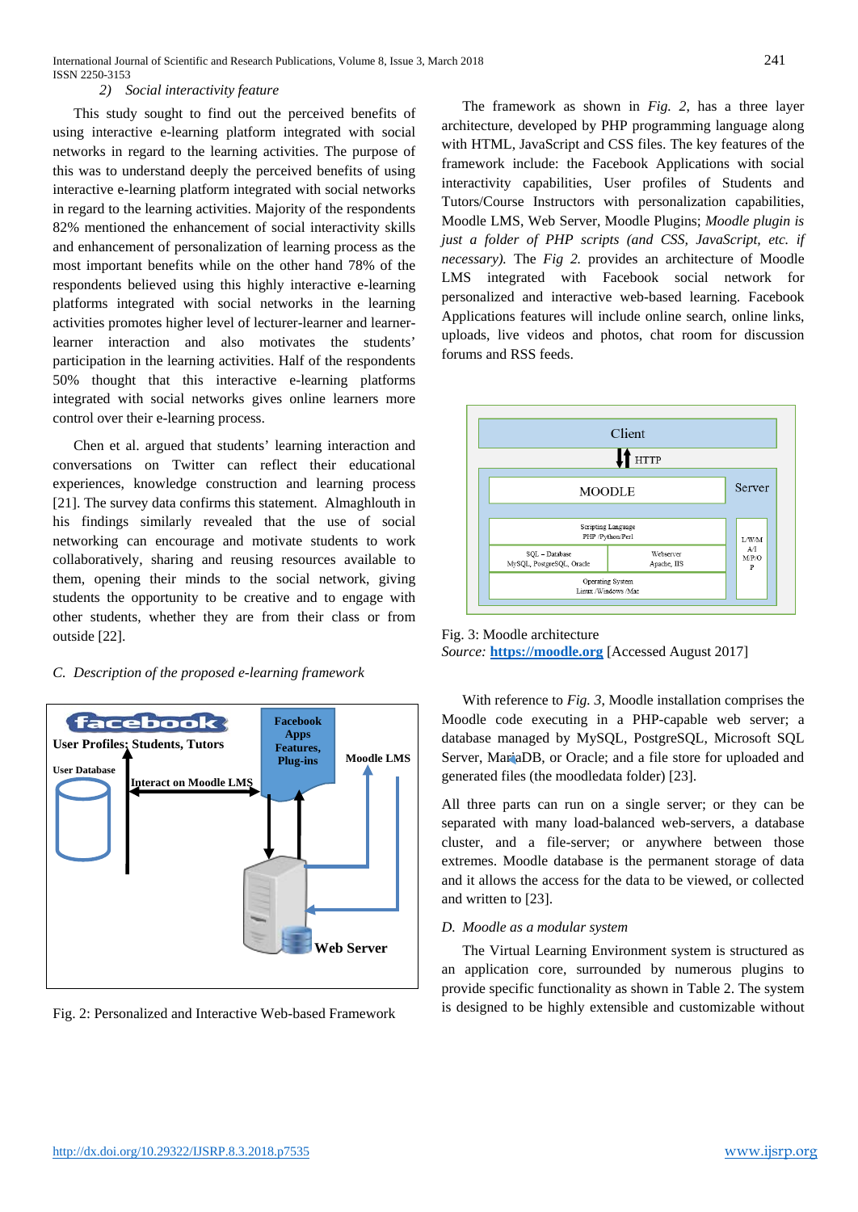#### 2) *Social interactivity feature*

This study sought to find out the perceived benefits of using interactive e-learning platform integrated with social networks in regard to the learning activities. The purpose of this was to understand deeply the perceived benefits of using interactive e-learning platform integrated with social networks in regard to the learning activities. Majority of the respondents 82% mentioned the enhancement of social interactivity skills and enhancement of personalization of learning process as the most important benefits while on the other hand 78% of the respondents believed using this highly interactive e-learning platforms integrated with social networks in the learning activities promotes higher level of lecturer-learner and learner-learner interaction and also motivates the students' participation in the learning activities. Half of the respondents 50% thought that this interactive e-learning platforms integrated with social networks gives online learners more control over their e-learning process.

Chen et al. argued that students' learning interaction and conversations on Twitter can reflect their educational experiences, knowledge construction and learning process [21]. The survey data confirms this statement. Almaghlouth in his findings similarly revealed that the use of social networking can encourage and motivate students to work collaboratively, sharing and reusing resources available to them, opening their minds to the social network, giving students the opportunity to be creative and to engage with other students, whether they are from their class or from outside [22].

### C. *Description of the proposed e-learning framework*

Fig. 2: Personalized and Interactive Web-based Framework

The framework as shown in *Fig. 2*, has a three layer architecture, developed by PHP programming language along with HTML, JavaScript and CSS files. The key features of the framework include: the Facebook Applications with social interactivity capabilities, User profiles of Students and Tutors/Course Instructors with personalization capabilities, Moodle LMS, Web Server, Moodle Plugins; *Moodle plugin is just a folder of PHP scripts (and CSS, JavaScript, etc. if necessary).* The *Fig 2.* provides an architecture of Moodle LMS integrated with Facebook social network for personalized and interactive web-based learning. Facebook Applications features will include online search, online links, uploads, live videos and photos, chat room for discussion forums and RSS feeds.

Fig. 3: Moodle architecture
*Source:* **https://moodle.org** [Accessed August 2017]

With reference to *Fig. 3*, Moodle installation comprises the Moodle code executing in a PHP-capable web server; a database managed by MySQL, PostgreSQL, Microsoft SQL Server, MariaDB, or Oracle; and a file store for uploaded and generated files (the moodledata folder) [23].

All three parts can run on a single server; or they can be separated with many load-balanced web-servers, a database cluster, and a file-server; or anywhere between those extremes. Moodle database is the permanent storage of data and it allows the access for the data to be viewed, or collected and written to [23].

### D. *Moodle as a modular system*

The Virtual Learning Environment system is structured as an application core, surrounded by numerous plugins to provide specific functionality as shown in Table 2. The system is designed to be highly extensible and customizable without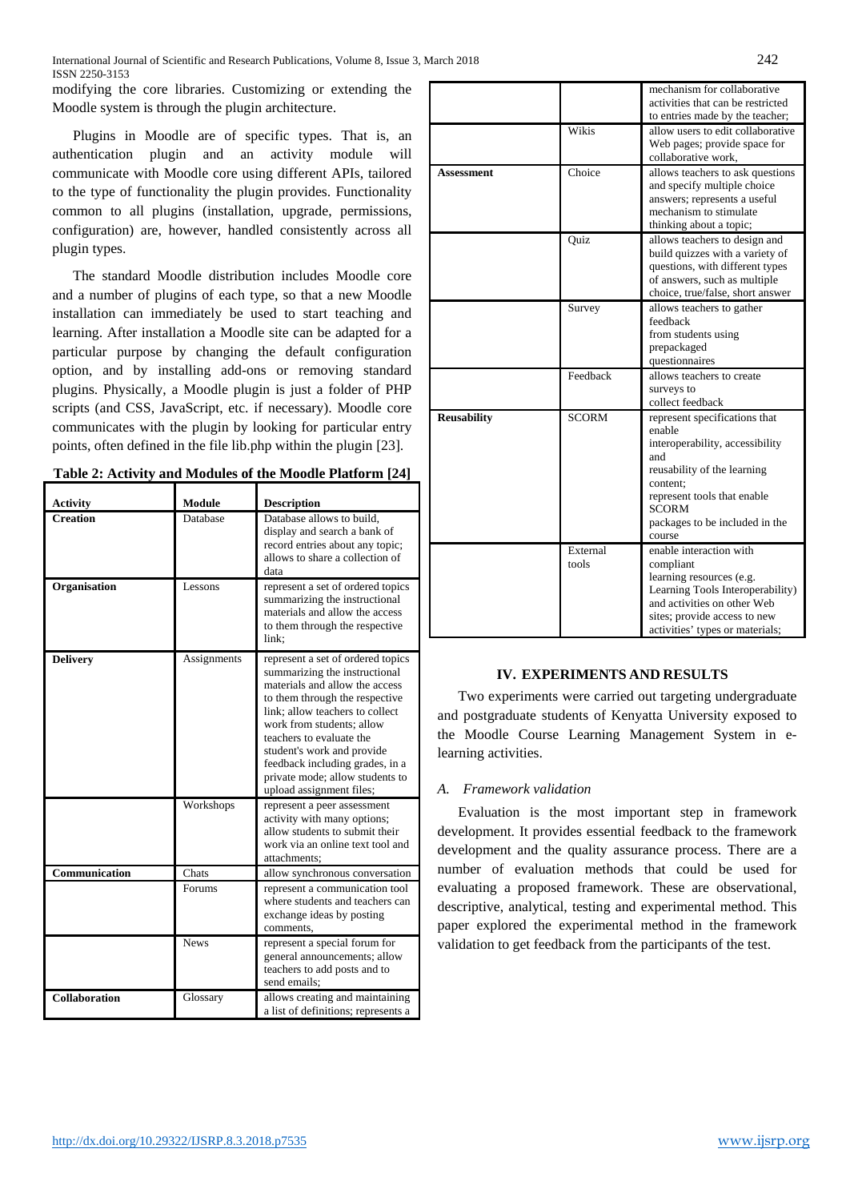modifying the core libraries. Customizing or extending the Moodle system is through the plugin architecture.

Plugins in Moodle are of specific types. That is, an authentication plugin and an activity module will communicate with Moodle core using different APIs, tailored to the type of functionality the plugin provides. Functionality common to all plugins (installation, upgrade, permissions, configuration) are, however, handled consistently across all plugin types.

The standard Moodle distribution includes Moodle core and a number of plugins of each type, so that a new Moodle installation can immediately be used to start teaching and learning. After installation a Moodle site can be adapted for a particular purpose by changing the default configuration option, and by installing add-ons or removing standard plugins. Physically, a Moodle plugin is just a folder of PHP scripts (and CSS, JavaScript, etc. if necessary). Moodle core communicates with the plugin by looking for particular entry points, often defined in the file lib.php within the plugin [23].

**Table 2: Activity and Modules of the Moodle Platform [24]**

| Activity | Module | Description |
|---|---|---|
| **Creation** | Database | Database allows to build, display and search a bank of record entries about any topic; allows to share a collection of data |
| **Organisation** | Lessons | represent a set of ordered topics summarizing the instructional materials and allow the access to them through the respective link; |
| **Delivery** | Assignments | represent a set of ordered topics summarizing the instructional materials and allow the access to them through the respective link; allow teachers to collect work from students; allow teachers to evaluate the student's work and provide feedback including grades, in a private mode; allow students to upload assignment files; |
| | Workshops | represent a peer assessment activity with many options; allow students to submit their work via an online text tool and attachments; |
| **Communication** | Chats | allow synchronous conversation |
| | Forums | represent a communication tool where students and teachers can exchange ideas by posting comments, |
| | News | represent a special forum for general announcements; allow teachers to add posts and to send emails; |
| **Collaboration** | Glossary | allows creating and maintaining a list of definitions; represents a mechanism for collaborative activities that can be restricted to entries made by the teacher; |
| | Wikis | allow users to edit collaborative Web pages; provide space for collaborative work, |
| **Assessment** | Choice | allows teachers to ask questions and specify multiple choice answers; represents a useful mechanism to stimulate thinking about a topic; |
| | Quiz | allows teachers to design and build quizzes with a variety of questions, with different types of answers, such as multiple choice, true/false, short answer |
| | Survey | allows teachers to gather feedback from students using prepackaged questionnaires |
| | Feedback | allows teachers to create surveys to collect feedback |
| **Reusability** | SCORM | represent specifications that enable interoperability, accessibility and reusability of the learning content; represent tools that enable SCORM packages to be included in the course |
| | External tools | enable interaction with compliant learning resources (e.g. Learning Tools Interoperability) and activities on other Web sites; provide access to new activities' types or materials; |

## IV. EXPERIMENTS AND RESULTS

Two experiments were carried out targeting undergraduate and postgraduate students of Kenyatta University exposed to the Moodle Course Learning Management System in e-learning activities.

### *A. Framework validation*

Evaluation is the most important step in framework development. It provides essential feedback to the framework development and the quality assurance process. There are a number of evaluation methods that could be used for evaluating a proposed framework. These are observational, descriptive, analytical, testing and experimental method. This paper explored the experimental method in the framework validation to get feedback from the participants of the test.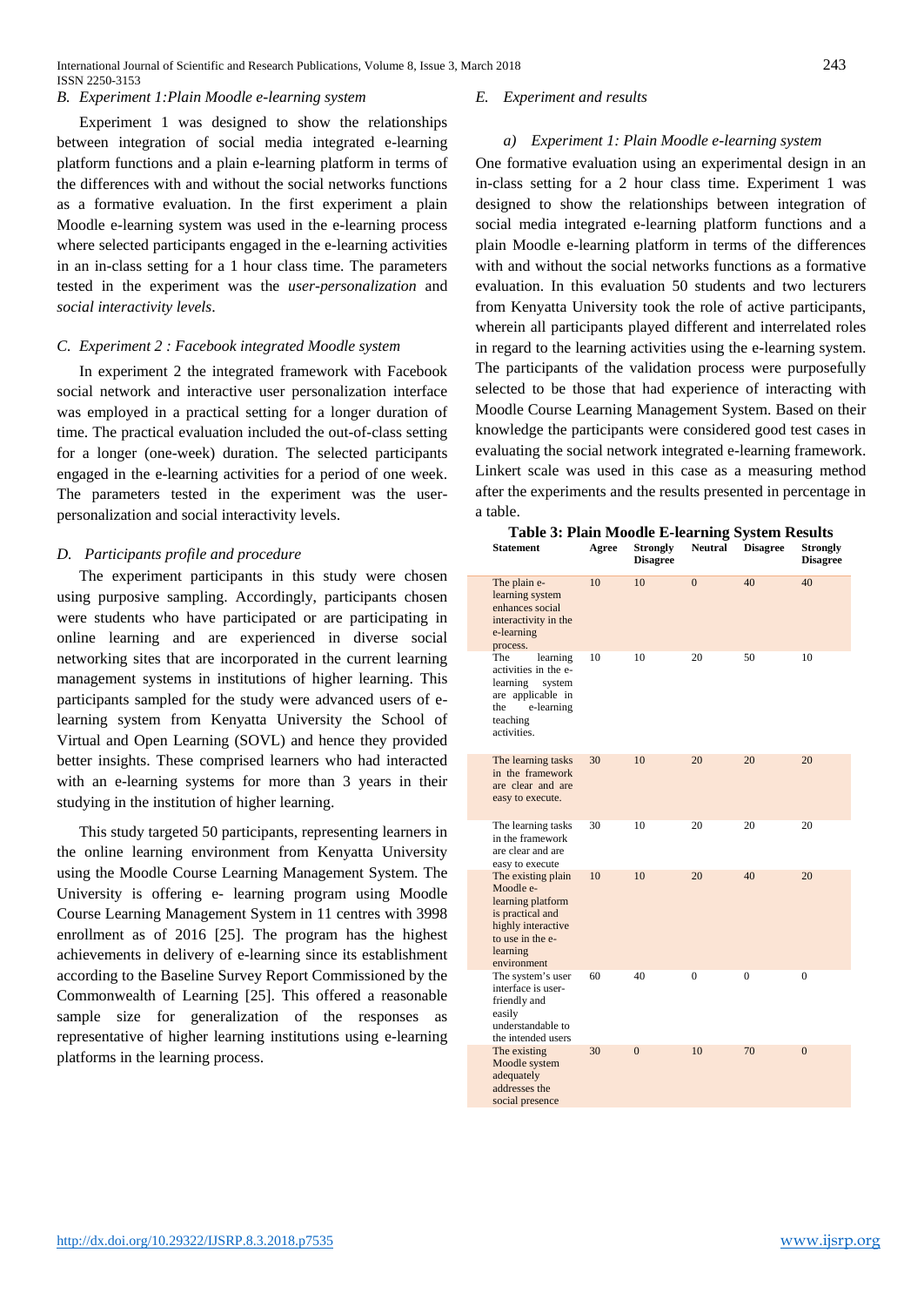### B. Experiment 1: Plain Moodle e-learning system

Experiment 1 was designed to show the relationships between integration of social media integrated e-learning platform functions and a plain e-learning platform in terms of the differences with and without the social networks functions as a formative evaluation. In the first experiment a plain Moodle e-learning system was used in the e-learning process where selected participants engaged in the e-learning activities in an in-class setting for a 1 hour class time. The parameters tested in the experiment was the *user-personalization* and *social interactivity levels*.

### C. Experiment 2 : Facebook integrated Moodle system

In experiment 2 the integrated framework with Facebook social network and interactive user personalization interface was employed in a practical setting for a longer duration of time. The practical evaluation included the out-of-class setting for a longer (one-week) duration. The selected participants engaged in the e-learning activities for a period of one week. The parameters tested in the experiment was the user-personalization and social interactivity levels.

### D. Participants profile and procedure

The experiment participants in this study were chosen using purposive sampling. Accordingly, participants chosen were students who have participated or are participating in online learning and are experienced in diverse social networking sites that are incorporated in the current learning management systems in institutions of higher learning. This participants sampled for the study were advanced users of e-learning system from Kenyatta University the School of Virtual and Open Learning (SOVL) and hence they provided better insights. These comprised learners who had interacted with an e-learning systems for more than 3 years in their studying in the institution of higher learning.

This study targeted 50 participants, representing learners in the online learning environment from Kenyatta University using the Moodle Course Learning Management System. The University is offering e- learning program using Moodle Course Learning Management System in 11 centres with 3998 enrollment as of 2016 [25]. The program has the highest achievements in delivery of e-learning since its establishment according to the Baseline Survey Report Commissioned by the Commonwealth of Learning [25]. This offered a reasonable sample size for generalization of the responses as representative of higher learning institutions using e-learning platforms in the learning process.

### E. Experiment and results

#### a) Experiment 1: Plain Moodle e-learning system

One formative evaluation using an experimental design in an in-class setting for a 2 hour class time. Experiment 1 was designed to show the relationships between integration of social media integrated e-learning platform functions and a plain Moodle e-learning platform in terms of the differences with and without the social networks functions as a formative evaluation. In this evaluation 50 students and two lecturers from Kenyatta University took the role of active participants, wherein all participants played different and interrelated roles in regard to the learning activities using the e-learning system. The participants of the validation process were purposefully selected to be those that had experience of interacting with Moodle Course Learning Management System. Based on their knowledge the participants were considered good test cases in evaluating the social network integrated e-learning framework. Linkert scale was used in this case as a measuring method after the experiments and the results presented in percentage in a table.

**Table 3: Plain Moodle E-learning System Results**

| Statement | Agree | Strongly Disagree | Neutral | Disagree | Strongly Disagree |
|---|---|---|---|---|---|
| The plain e-learning system enhances social interactivity in the e-learning process. | 10 | 10 | 0 | 40 | 40 |
| The learning activities in the e-learning system are applicable in the e-learning teaching activities. | 10 | 10 | 20 | 50 | 10 |
| The learning tasks in the framework are clear and are easy to execute. | 30 | 10 | 20 | 20 | 20 |
| The learning tasks in the framework are clear and are easy to execute | 30 | 10 | 20 | 20 | 20 |
| The existing plain Moodle e-learning platform is practical and highly interactive to use in the e-learning environment | 10 | 10 | 20 | 40 | 20 |
| The system's user interface is user-friendly and easily understandable to the intended users | 60 | 40 | 0 | 0 | 0 |
| The existing Moodle system adequately addresses the social presence | 30 | 0 | 10 | 70 | 0 |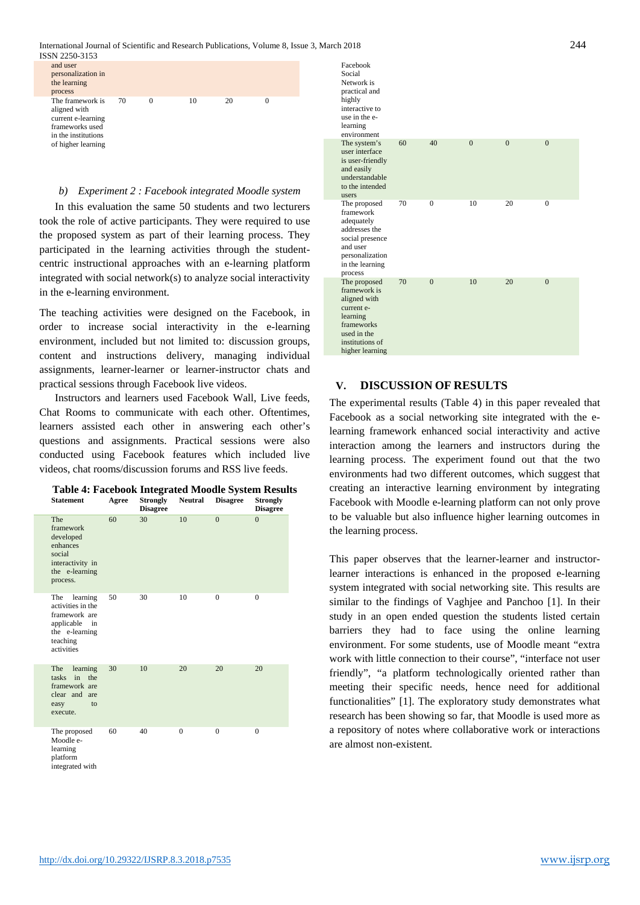| | | | | | |
|---|---|---|---|---|---|
| and user personalization in the learning process | | | | | |
| The framework is aligned with current e-learning frameworks used in the institutions of higher learning | 70 | 0 | 10 | 20 | 0 |

*b) Experiment 2 : Facebook integrated Moodle system*

In this evaluation the same 50 students and two lecturers took the role of active participants. They were required to use the proposed system as part of their learning process. They participated in the learning activities through the student-centric instructional approaches with an e-learning platform integrated with social network(s) to analyze social interactivity in the e-learning environment.

The teaching activities were designed on the Facebook, in order to increase social interactivity in the e-learning environment, included but not limited to: discussion groups, content and instructions delivery, managing individual assignments, learner-learner or learner-instructor chats and practical sessions through Facebook live videos.

Instructors and learners used Facebook Wall, Live feeds, Chat Rooms to communicate with each other. Oftentimes, learners assisted each other in answering each other's questions and assignments. Practical sessions were also conducted using Facebook features which included live videos, chat rooms/discussion forums and RSS live feeds.

**Table 4: Facebook Integrated Moodle System Results**

| Statement | Agree | Strongly Disagree | Neutral | Disagree | Strongly Disagree |
|---|---|---|---|---|---|
| The framework developed enhances social interactivity in the e-learning process. | 60 | 30 | 10 | 0 | 0 |
| The learning activities in the framework are applicable in the e-learning teaching activities | 50 | 30 | 10 | 0 | 0 |
| The learning tasks in the framework are clear and are easy to execute. | 30 | 10 | 20 | 20 | 20 |
| The proposed Moodle e-learning platform integrated with Facebook Social Network is practical and highly interactive to use in the e-learning environment | 60 | 40 | 0 | 0 | 0 |
| The system's user interface is user-friendly and easily understandable to the intended users | 60 | 40 | 0 | 0 | 0 |
| The proposed framework adequately addresses the social presence and user personalization in the learning process | 70 | 0 | 10 | 20 | 0 |
| The proposed framework is aligned with current e-learning frameworks used in the institutions of higher learning | 70 | 0 | 10 | 20 | 0 |

## V. DISCUSSION OF RESULTS

The experimental results (Table 4) in this paper revealed that Facebook as a social networking site integrated with the e-learning framework enhanced social interactivity and active interaction among the learners and instructors during the learning process. The experiment found out that the two environments had two different outcomes, which suggest that creating an interactive learning environment by integrating Facebook with Moodle e-learning platform can not only prove to be valuable but also influence higher learning outcomes in the learning process.

This paper observes that the learner-learner and instructor-learner interactions is enhanced in the proposed e-learning system integrated with social networking site. This results are similar to the findings of Vaghjee and Panchoo [1]. In their study in an open ended question the students listed certain barriers they had to face using the online learning environment. For some students, use of Moodle meant "extra work with little connection to their course", "interface not user friendly", "a platform technologically oriented rather than meeting their specific needs, hence need for additional functionalities" [1]. The exploratory study demonstrates what research has been showing so far, that Moodle is used more as a repository of notes where collaborative work or interactions are almost non-existent.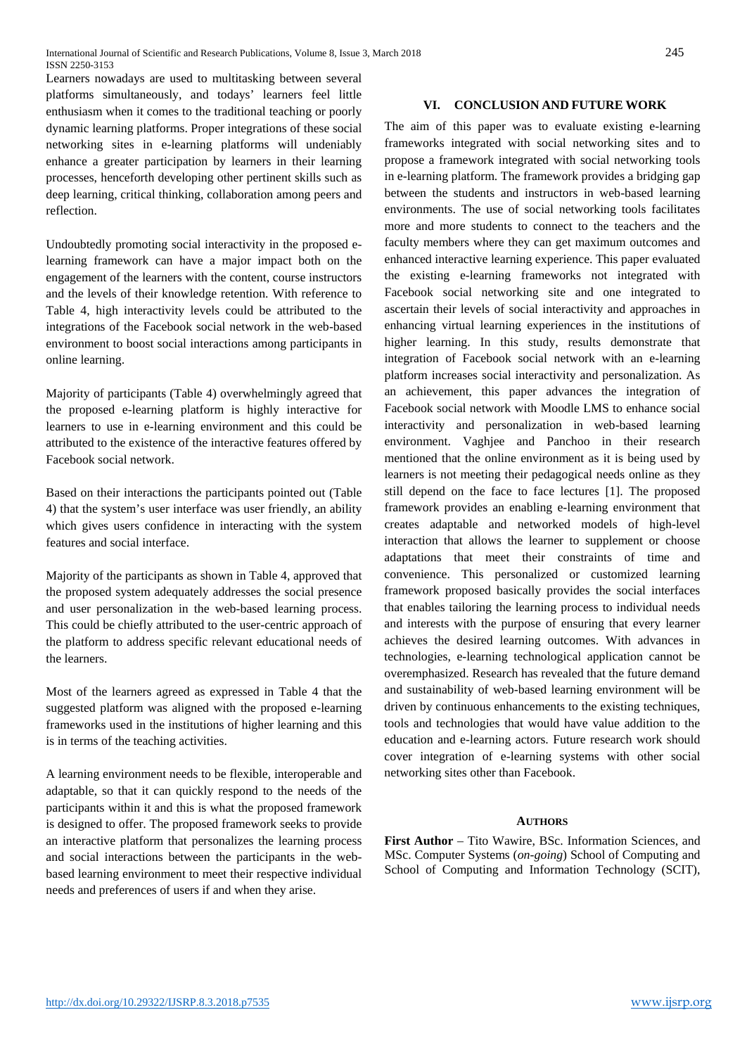Learners nowadays are used to multitasking between several platforms simultaneously, and todays' learners feel little enthusiasm when it comes to the traditional teaching or poorly dynamic learning platforms. Proper integrations of these social networking sites in e-learning platforms will undeniably enhance a greater participation by learners in their learning processes, henceforth developing other pertinent skills such as deep learning, critical thinking, collaboration among peers and reflection.

Undoubtedly promoting social interactivity in the proposed e-learning framework can have a major impact both on the engagement of the learners with the content, course instructors and the levels of their knowledge retention. With reference to Table 4, high interactivity levels could be attributed to the integrations of the Facebook social network in the web-based environment to boost social interactions among participants in online learning.

Majority of participants (Table 4) overwhelmingly agreed that the proposed e-learning platform is highly interactive for learners to use in e-learning environment and this could be attributed to the existence of the interactive features offered by Facebook social network.

Based on their interactions the participants pointed out (Table 4) that the system's user interface was user friendly, an ability which gives users confidence in interacting with the system features and social interface.

Majority of the participants as shown in Table 4, approved that the proposed system adequately addresses the social presence and user personalization in the web-based learning process. This could be chiefly attributed to the user-centric approach of the platform to address specific relevant educational needs of the learners.

Most of the learners agreed as expressed in Table 4 that the suggested platform was aligned with the proposed e-learning frameworks used in the institutions of higher learning and this is in terms of the teaching activities.

A learning environment needs to be flexible, interoperable and adaptable, so that it can quickly respond to the needs of the participants within it and this is what the proposed framework is designed to offer. The proposed framework seeks to provide an interactive platform that personalizes the learning process and social interactions between the participants in the web-based learning environment to meet their respective individual needs and preferences of users if and when they arise.

## VI. CONCLUSION AND FUTURE WORK

The aim of this paper was to evaluate existing e-learning frameworks integrated with social networking sites and to propose a framework integrated with social networking tools in e-learning platform. The framework provides a bridging gap between the students and instructors in web-based learning environments. The use of social networking tools facilitates more and more students to connect to the teachers and the faculty members where they can get maximum outcomes and enhanced interactive learning experience. This paper evaluated the existing e-learning frameworks not integrated with Facebook social networking site and one integrated to ascertain their levels of social interactivity and approaches in enhancing virtual learning experiences in the institutions of higher learning. In this study, results demonstrate that integration of Facebook social network with an e-learning platform increases social interactivity and personalization. As an achievement, this paper advances the integration of Facebook social network with Moodle LMS to enhance social interactivity and personalization in web-based learning environment. Vaghjee and Panchoo in their research mentioned that the online environment as it is being used by learners is not meeting their pedagogical needs online as they still depend on the face to face lectures [1]. The proposed framework provides an enabling e-learning environment that creates adaptable and networked models of high-level interaction that allows the learner to supplement or choose adaptations that meet their constraints of time and convenience. This personalized or customized learning framework proposed basically provides the social interfaces that enables tailoring the learning process to individual needs and interests with the purpose of ensuring that every learner achieves the desired learning outcomes. With advances in technologies, e-learning technological application cannot be overemphasized. Research has revealed that the future demand and sustainability of web-based learning environment will be driven by continuous enhancements to the existing techniques, tools and technologies that would have value addition to the education and e-learning actors. Future research work should cover integration of e-learning systems with other social networking sites other than Facebook.

### AUTHORS

**First Author** – Tito Wawire, BSc. Information Sciences, and MSc. Computer Systems (*on-going*) School of Computing and School of Computing and Information Technology (SCIT),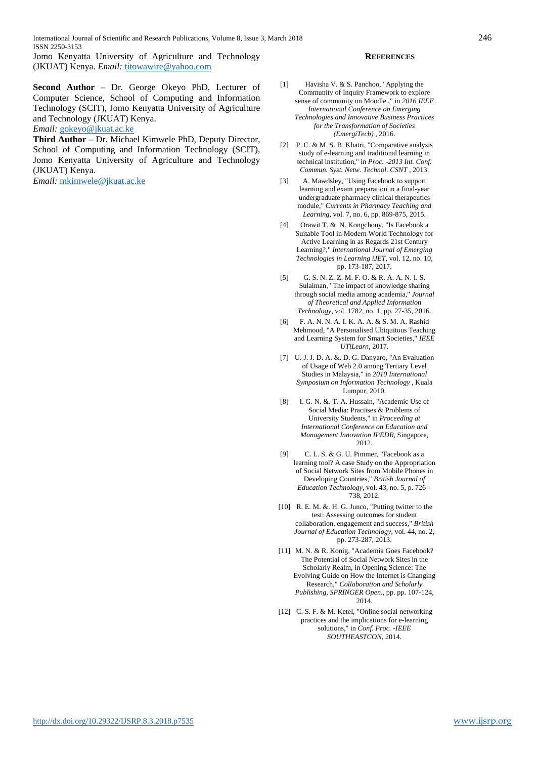Jomo Kenyatta University of Agriculture and Technology (JKUAT) Kenya. *Email:* titowawire@yahoo.com

**Second Author** – Dr. George Okeyo PhD, Lecturer of Computer Science, School of Computing and Information Technology (SCIT), Jomo Kenyatta University of Agriculture and Technology (JKUAT) Kenya.
*Email:* gokeyo@jkuat.ac.ke

**Third Author** – Dr. Michael Kimwele PhD, Deputy Director, School of Computing and Information Technology (SCIT), Jomo Kenyatta University of Agriculture and Technology (JKUAT) Kenya.
*Email:* mkimwele@jkuat.ac.ke

## References

[1] Havisha V. & S. Panchoo, "Applying the Community of Inquiry Framework to explore sense of community on Moodle.," in *2016 IEEE International Conference on Emerging Technologies and Innovative Business Practices for the Transformation of Societies (EmergiTech)* , 2016.

[2] P. C. & M. S. B. Khatri, "Comparative analysis study of e-learning and traditional learning in technical institution," in *Proc. -2013 Int. Conf. Commun. Syst. Netw. Technol. CSNT* , 2013.

[3] A. Mawdsley, "Using Facebook to support learning and exam preparation in a final-year undergraduate pharmacy clinical therapeutics module," *Currents in Pharmacy Teaching and Learning,* vol. 7, no. 6, pp. 869-875, 2015.

[4] Orawit T. & N. Kongchouy, "Is Facebook a Suitable Tool in Modern World Technology for Active Learning in as Regards 21st Century Learning?," *International Journal of Emerging Technologies in Learning iJET,* vol. 12, no. 10, pp. 173-187, 2017.

[5] G. S. N. Z. Z. M. F. O. & R. A. A. N. I. S. Sulaiman, "The impact of knowledge sharing through social media among academia," *Journal of Theoretical and Applied Information Technology,* vol. 1782, no. 1, pp. 27-35, 2016.

[6] F. A. N. N. A. I. K. A. A. & S. M. A. Rashid Mehmood, "A Personalised Ubiquitous Teaching and Learning System for Smart Societies," *IEEE UTiLearn,* 2017.

[7] U. J. J. D. A. &. D. G. Danyaro, "An Evaluation of Usage of Web 2.0 among Tertiary Level Studies in Malaysia," in *2010 International Symposium on Information Technology* , Kuala Lumpur, 2010.

[8] I. G. N. &. T. A. Hussain, "Academic Use of Social Media: Practises & Problems of University Students," in *Proceeding at International Conference on Education and Management Innovation IPEDR,* Singapore, 2012.

[9] C. L. S. & G. U. Pimmer, "Facebook as a learning tool? A case Study on the Appropriation of Social Network Sites from Mobile Phones in Developing Countries," *British Journal of Education Technology,* vol. 43, no. 5, p. 726 – 738, 2012.

[10] R. E. M. &. H. G. Junco, "Putting twitter to the test: Assessing outcomes for student collaboration, engagement and success," *British Journal of Education Technology,* vol. 44, no. 2, pp. 273-287, 2013.

[11] M. N. & R. Konig, "Academia Goes Facebook? The Potential of Social Network Sites in the Scholarly Realm, in Opening Science: The Evolving Guide on How the Internet is Changing Research," *Collaboration and Scholarly Publishing, SPRINGER Open.,* pp. pp. 107-124, 2014.

[12] C. S. F. & M. Ketel, "Online social networking practices and the implications for e-learning solutions," in *Conf. Proc. -IEEE SOUTHEASTCON,* 2014.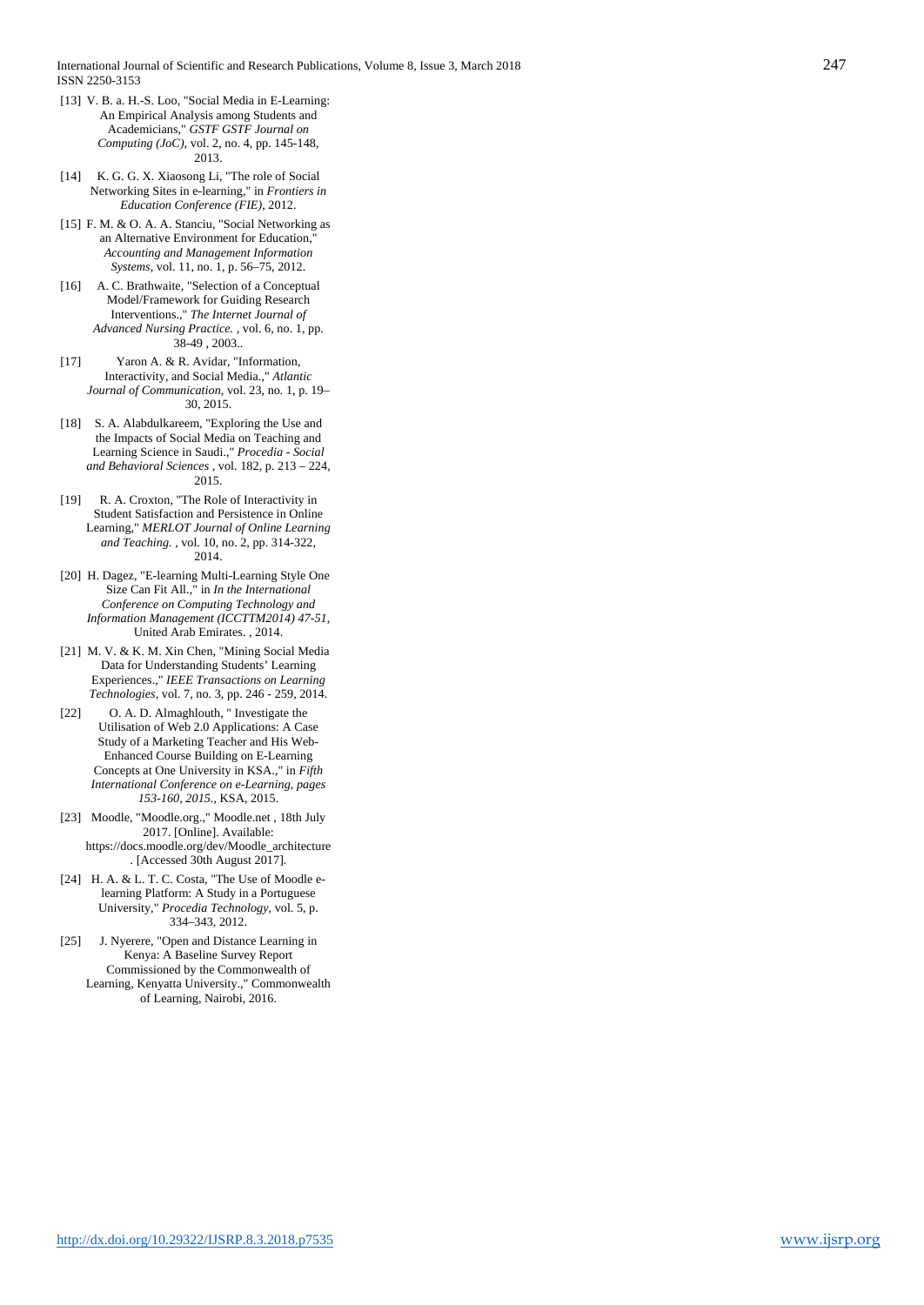[13] V. B. a. H.-S. Loo, "Social Media in E-Learning: An Empirical Analysis among Students and Academicians," *GSTF GSTF Journal on Computing (JoC)*, vol. 2, no. 4, pp. 145-148, 2013.

[14] K. G. G. X. Xiaosong Li, "The role of Social Networking Sites in e-learning," in *Frontiers in Education Conference (FIE)*, 2012.

[15] F. M. & O. A. A. Stanciu, "Social Networking as an Alternative Environment for Education," *Accounting and Management Information Systems*, vol. 11, no. 1, p. 56–75, 2012.

[16] A. C. Brathwaite, "Selection of a Conceptual Model/Framework for Guiding Research Interventions.," *The Internet Journal of Advanced Nursing Practice.* , vol. 6, no. 1, pp. 38-49 , 2003..

[17] Yaron A. & R. Avidar, "Information, Interactivity, and Social Media.," *Atlantic Journal of Communication*, vol. 23, no. 1, p. 19–30, 2015.

[18] S. A. Alabdulkareem, "Exploring the Use and the Impacts of Social Media on Teaching and Learning Science in Saudi.," *Procedia - Social and Behavioral Sciences* , vol. 182, p. 213 – 224, 2015.

[19] R. A. Croxton, "The Role of Interactivity in Student Satisfaction and Persistence in Online Learning," *MERLOT Journal of Online Learning and Teaching.* , vol. 10, no. 2, pp. 314-322, 2014.

[20] H. Dagez, "E-learning Multi-Learning Style One Size Can Fit All.," in *In the International Conference on Computing Technology and Information Management (ICCTTM2014) 47-51*, United Arab Emirates. , 2014.

[21] M. V. & K. M. Xin Chen, "Mining Social Media Data for Understanding Students' Learning Experiences.," *IEEE Transactions on Learning Technologies*, vol. 7, no. 3, pp. 246 - 259, 2014.

[22] O. A. D. Almaghlouth, " Investigate the Utilisation of Web 2.0 Applications: A Case Study of a Marketing Teacher and His Web-Enhanced Course Building on E-Learning Concepts at One University in KSA.," in *Fifth International Conference on e-Learning, pages 153-160, 2015.*, KSA, 2015.

[23] Moodle, "Moodle.org.," Moodle.net , 18th July 2017. [Online]. Available: https://docs.moodle.org/dev/Moodle_architecture . [Accessed 30th August 2017].

[24] H. A. & L. T. C. Costa, "The Use of Moodle e-learning Platform: A Study in a Portuguese University," *Procedia Technology*, vol. 5, p. 334–343, 2012.

[25] J. Nyerere, "Open and Distance Learning in Kenya: A Baseline Survey Report Commissioned by the Commonwealth of Learning, Kenyatta University.," Commonwealth of Learning, Nairobi, 2016.